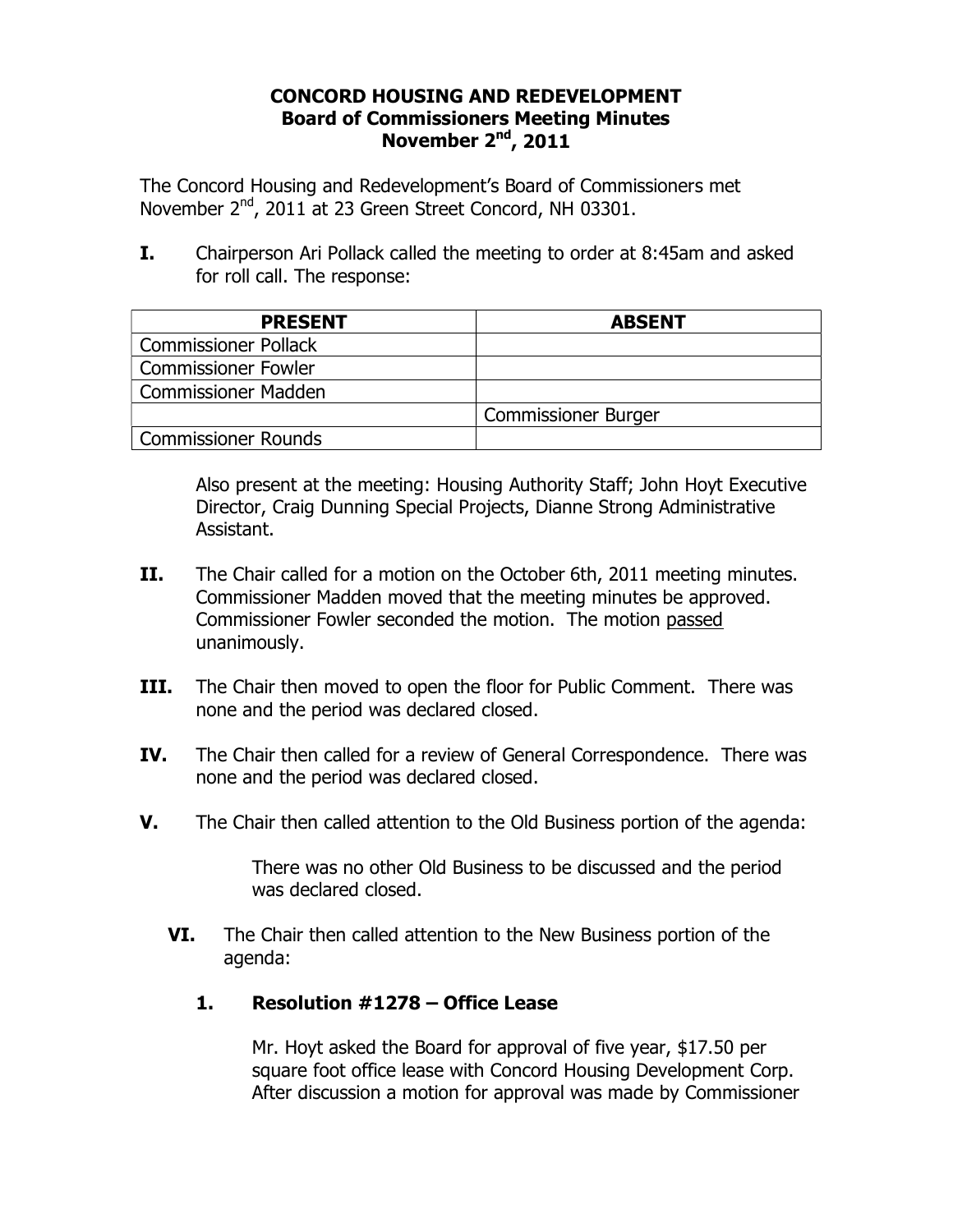**CONCORD HOUSING AND REDEVELOPMENT**
**Board of Commissioners Meeting Minutes**
**November 2nd, 2011**

The Concord Housing and Redevelopment's Board of Commissioners met November 2nd, 2011 at 23 Green Street Concord, NH 03301.

**I.** Chairperson Ari Pollack called the meeting to order at 8:45am and asked for roll call. The response:

| PRESENT | ABSENT |
|---|---|
| Commissioner Pollack | |
| Commissioner Fowler | |
| Commissioner Madden | |
| | Commissioner Burger |
| Commissioner Rounds | |

Also present at the meeting: Housing Authority Staff; John Hoyt Executive Director, Craig Dunning Special Projects, Dianne Strong Administrative Assistant.

**II.** The Chair called for a motion on the October 6th, 2011 meeting minutes. Commissioner Madden moved that the meeting minutes be approved. Commissioner Fowler seconded the motion. The motion passed unanimously.

**III.** The Chair then moved to open the floor for Public Comment. There was none and the period was declared closed.

**IV.** The Chair then called for a review of General Correspondence. There was none and the period was declared closed.

**V.** The Chair then called attention to the Old Business portion of the agenda:

There was no other Old Business to be discussed and the period was declared closed.

**VI.** The Chair then called attention to the New Business portion of the agenda:

**1. Resolution #1278 – Office Lease**

Mr. Hoyt asked the Board for approval of five year, $17.50 per square foot office lease with Concord Housing Development Corp. After discussion a motion for approval was made by Commissioner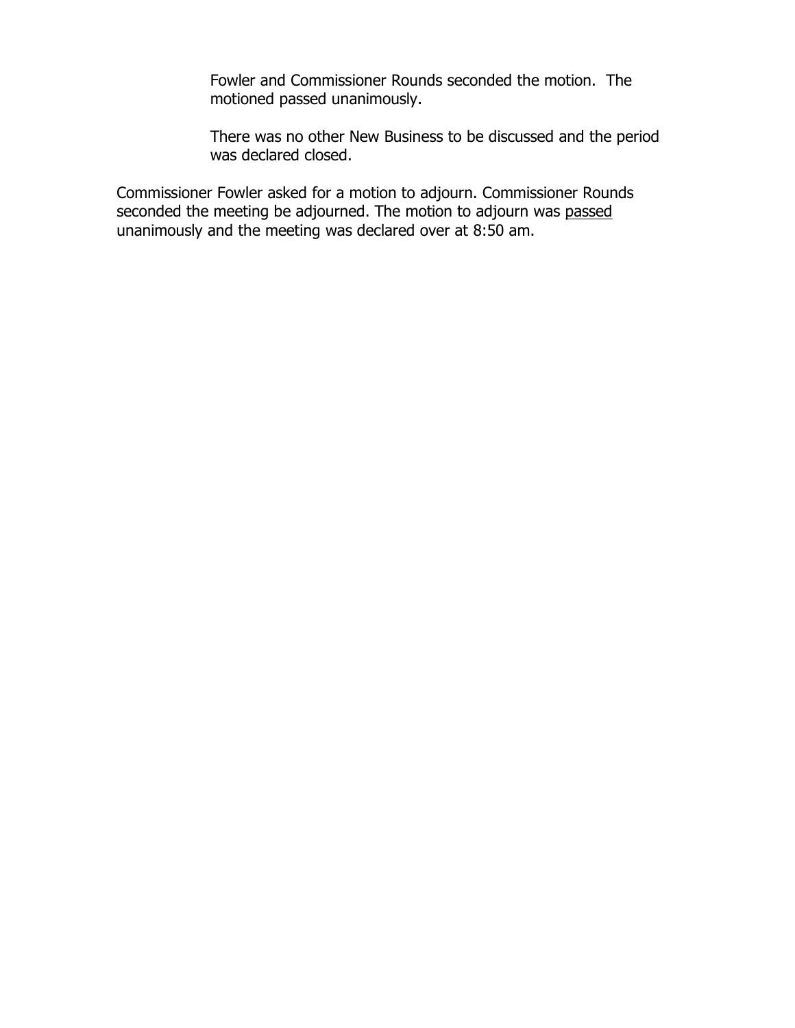Fowler and Commissioner Rounds seconded the motion. The motioned passed unanimously.

There was no other New Business to be discussed and the period was declared closed.

Commissioner Fowler asked for a motion to adjourn. Commissioner Rounds seconded the meeting be adjourned. The motion to adjourn was <u>passed</u> unanimously and the meeting was declared over at 8:50 am.